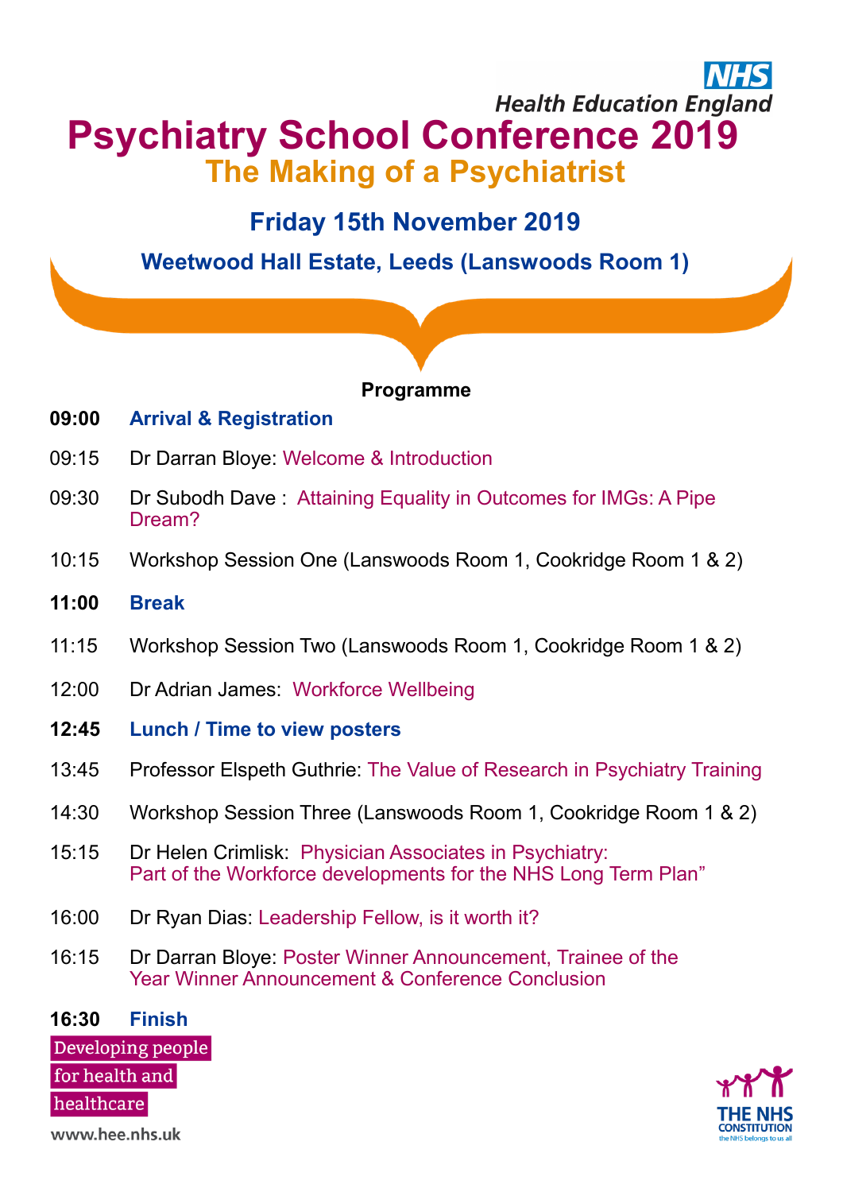Health Education England

# Psychiatry School Conference 2019

## The Making of a Psychiatrist

### Friday 15th November 2019

### Weetwood Hall Estate, Leeds (Lanswoods Room 1)

**Programme**

**09:00** **Arrival & Registration**

09:15 Dr Darran Bloye: Welcome & Introduction

09:30 Dr Subodh Dave : Attaining Equality in Outcomes for IMGs: A Pipe Dream?

10:15 Workshop Session One (Lanswoods Room 1, Cookridge Room 1 & 2)

**11:00** **Break**

11:15 Workshop Session Two (Lanswoods Room 1, Cookridge Room 1 & 2)

12:00 Dr Adrian James: Workforce Wellbeing

**12:45** **Lunch / Time to view posters**

13:45 Professor Elspeth Guthrie: The Value of Research in Psychiatry Training

14:30 Workshop Session Three (Lanswoods Room 1, Cookridge Room 1 & 2)

15:15 Dr Helen Crimlisk: Physician Associates in Psychiatry: Part of the Workforce developments for the NHS Long Term Plan"

16:00 Dr Ryan Dias: Leadership Fellow, is it worth it?

16:15 Dr Darran Bloye: Poster Winner Announcement, Trainee of the Year Winner Announcement & Conference Conclusion

**16:30** **Finish**

Developing people for health and healthcare

www.hee.nhs.uk

THE NHS CONSTITUTION
the NHS belongs to us all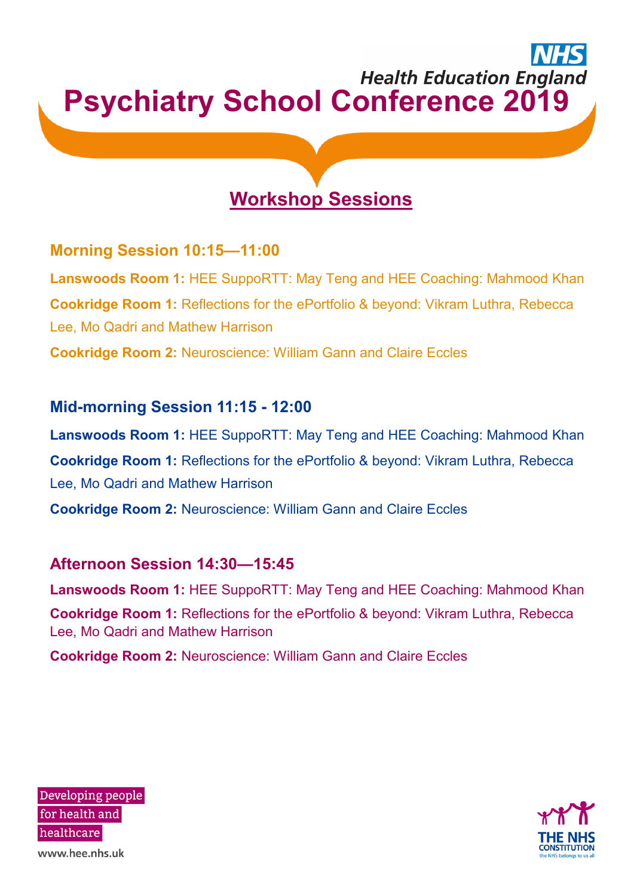NHS Health Education England

# Psychiatry School Conference 2019

## Workshop Sessions

### Morning Session 10:15—11:00

**Lanswoods Room 1:** HEE SuppoRTT: May Teng and HEE Coaching: Mahmood Khan

**Cookridge Room 1:** Reflections for the ePortfolio & beyond: Vikram Luthra, Rebecca Lee, Mo Qadri and Mathew Harrison

**Cookridge Room 2:** Neuroscience: William Gann and Claire Eccles

### Mid-morning Session 11:15 - 12:00

**Lanswoods Room 1:** HEE SuppoRTT: May Teng and HEE Coaching: Mahmood Khan

**Cookridge Room 1:** Reflections for the ePortfolio & beyond: Vikram Luthra, Rebecca Lee, Mo Qadri and Mathew Harrison

**Cookridge Room 2:** Neuroscience: William Gann and Claire Eccles

### Afternoon Session 14:30—15:45

**Lanswoods Room 1:** HEE SuppoRTT: May Teng and HEE Coaching: Mahmood Khan

**Cookridge Room 1:** Reflections for the ePortfolio & beyond: Vikram Luthra, Rebecca Lee, Mo Qadri and Mathew Harrison

**Cookridge Room 2:** Neuroscience: William Gann and Claire Eccles

Developing people for health and healthcare

www.hee.nhs.uk

THE NHS CONSTITUTION
the NHS belongs to us all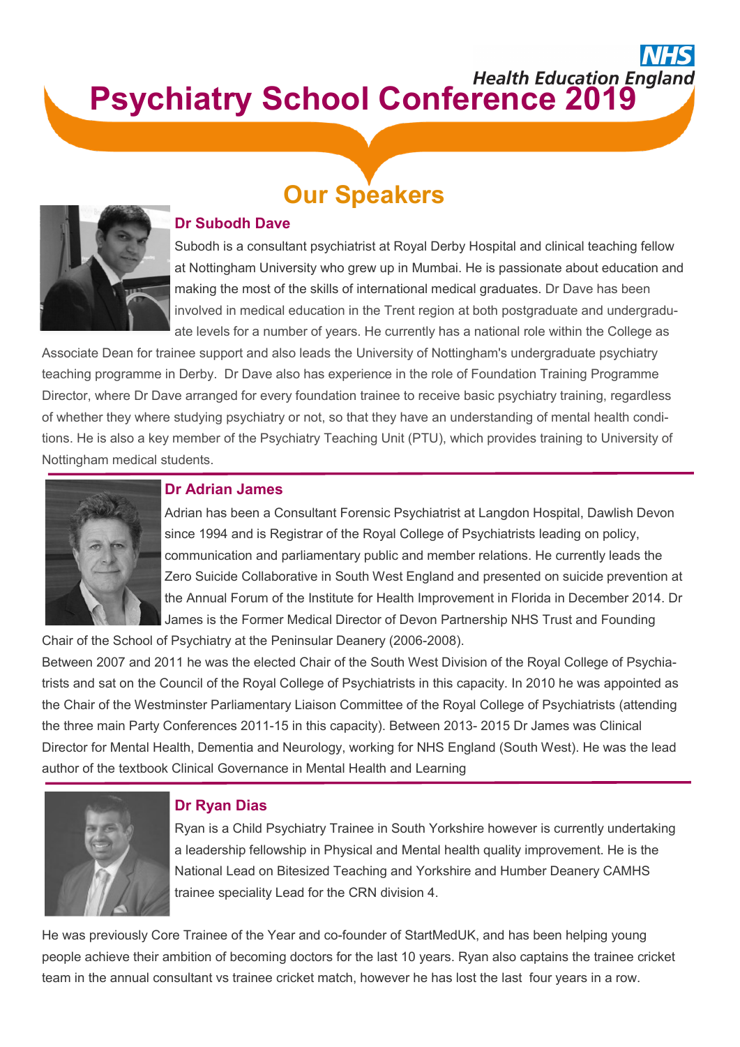Health Education England

# Psychiatry School Conference 2019

## Our Speakers

### Dr Subodh Dave

Subodh is a consultant psychiatrist at Royal Derby Hospital and clinical teaching fellow at Nottingham University who grew up in Mumbai. He is passionate about education and making the most of the skills of international medical graduates. Dr Dave has been involved in medical education in the Trent region at both postgraduate and undergraduate levels for a number of years. He currently has a national role within the College as Associate Dean for trainee support and also leads the University of Nottingham's undergraduate psychiatry teaching programme in Derby. Dr Dave also has experience in the role of Foundation Training Programme Director, where Dr Dave arranged for every foundation trainee to receive basic psychiatry training, regardless of whether they where studying psychiatry or not, so that they have an understanding of mental health conditions. He is also a key member of the Psychiatry Teaching Unit (PTU), which provides training to University of Nottingham medical students.

### Dr Adrian James

Adrian has been a Consultant Forensic Psychiatrist at Langdon Hospital, Dawlish Devon since 1994 and is Registrar of the Royal College of Psychiatrists leading on policy, communication and parliamentary public and member relations. He currently leads the Zero Suicide Collaborative in South West England and presented on suicide prevention at the Annual Forum of the Institute for Health Improvement in Florida in December 2014. Dr James is the Former Medical Director of Devon Partnership NHS Trust and Founding Chair of the School of Psychiatry at the Peninsular Deanery (2006-2008).

Between 2007 and 2011 he was the elected Chair of the South West Division of the Royal College of Psychiatrists and sat on the Council of the Royal College of Psychiatrists in this capacity. In 2010 he was appointed as the Chair of the Westminster Parliamentary Liaison Committee of the Royal College of Psychiatrists (attending the three main Party Conferences 2011-15 in this capacity). Between 2013- 2015 Dr James was Clinical Director for Mental Health, Dementia and Neurology, working for NHS England (South West). He was the lead author of the textbook Clinical Governance in Mental Health and Learning

### Dr Ryan Dias

Ryan is a Child Psychiatry Trainee in South Yorkshire however is currently undertaking a leadership fellowship in Physical and Mental health quality improvement. He is the National Lead on Bitesized Teaching and Yorkshire and Humber Deanery CAMHS trainee speciality Lead for the CRN division 4.

He was previously Core Trainee of the Year and co-founder of StartMedUK, and has been helping young people achieve their ambition of becoming doctors for the last 10 years. Ryan also captains the trainee cricket team in the annual consultant vs trainee cricket match, however he has lost the last four years in a row.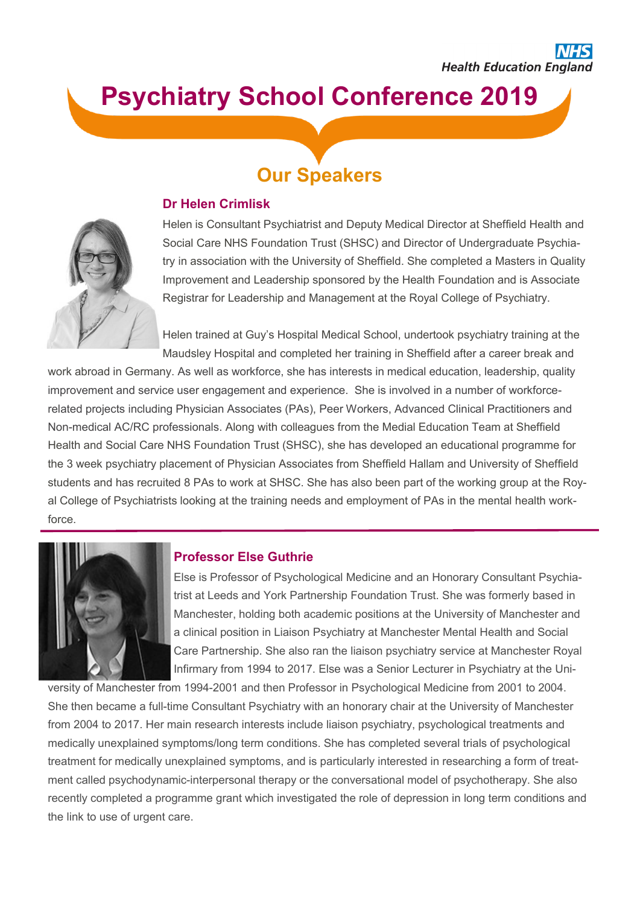NHS Health Education England

# Psychiatry School Conference 2019

## Our Speakers

### Dr Helen Crimlisk

Helen is Consultant Psychiatrist and Deputy Medical Director at Sheffield Health and Social Care NHS Foundation Trust (SHSC) and Director of Undergraduate Psychiatry in association with the University of Sheffield. She completed a Masters in Quality Improvement and Leadership sponsored by the Health Foundation and is Associate Registrar for Leadership and Management at the Royal College of Psychiatry.

Helen trained at Guy's Hospital Medical School, undertook psychiatry training at the Maudsley Hospital and completed her training in Sheffield after a career break and work abroad in Germany. As well as workforce, she has interests in medical education, leadership, quality improvement and service user engagement and experience. She is involved in a number of workforce-related projects including Physician Associates (PAs), Peer Workers, Advanced Clinical Practitioners and Non-medical AC/RC professionals. Along with colleagues from the Medial Education Team at Sheffield Health and Social Care NHS Foundation Trust (SHSC), she has developed an educational programme for the 3 week psychiatry placement of Physician Associates from Sheffield Hallam and University of Sheffield students and has recruited 8 PAs to work at SHSC. She has also been part of the working group at the Royal College of Psychiatrists looking at the training needs and employment of PAs in the mental health workforce.

### Professor Else Guthrie

Else is Professor of Psychological Medicine and an Honorary Consultant Psychiatrist at Leeds and York Partnership Foundation Trust. She was formerly based in Manchester, holding both academic positions at the University of Manchester and a clinical position in Liaison Psychiatry at Manchester Mental Health and Social Care Partnership. She also ran the liaison psychiatry service at Manchester Royal Infirmary from 1994 to 2017. Else was a Senior Lecturer in Psychiatry at the University of Manchester from 1994-2001 and then Professor in Psychological Medicine from 2001 to 2004. She then became a full-time Consultant Psychiatry with an honorary chair at the University of Manchester from 2004 to 2017. Her main research interests include liaison psychiatry, psychological treatments and medically unexplained symptoms/long term conditions. She has completed several trials of psychological treatment for medically unexplained symptoms, and is particularly interested in researching a form of treatment called psychodynamic-interpersonal therapy or the conversational model of psychotherapy. She also recently completed a programme grant which investigated the role of depression in long term conditions and the link to use of urgent care.